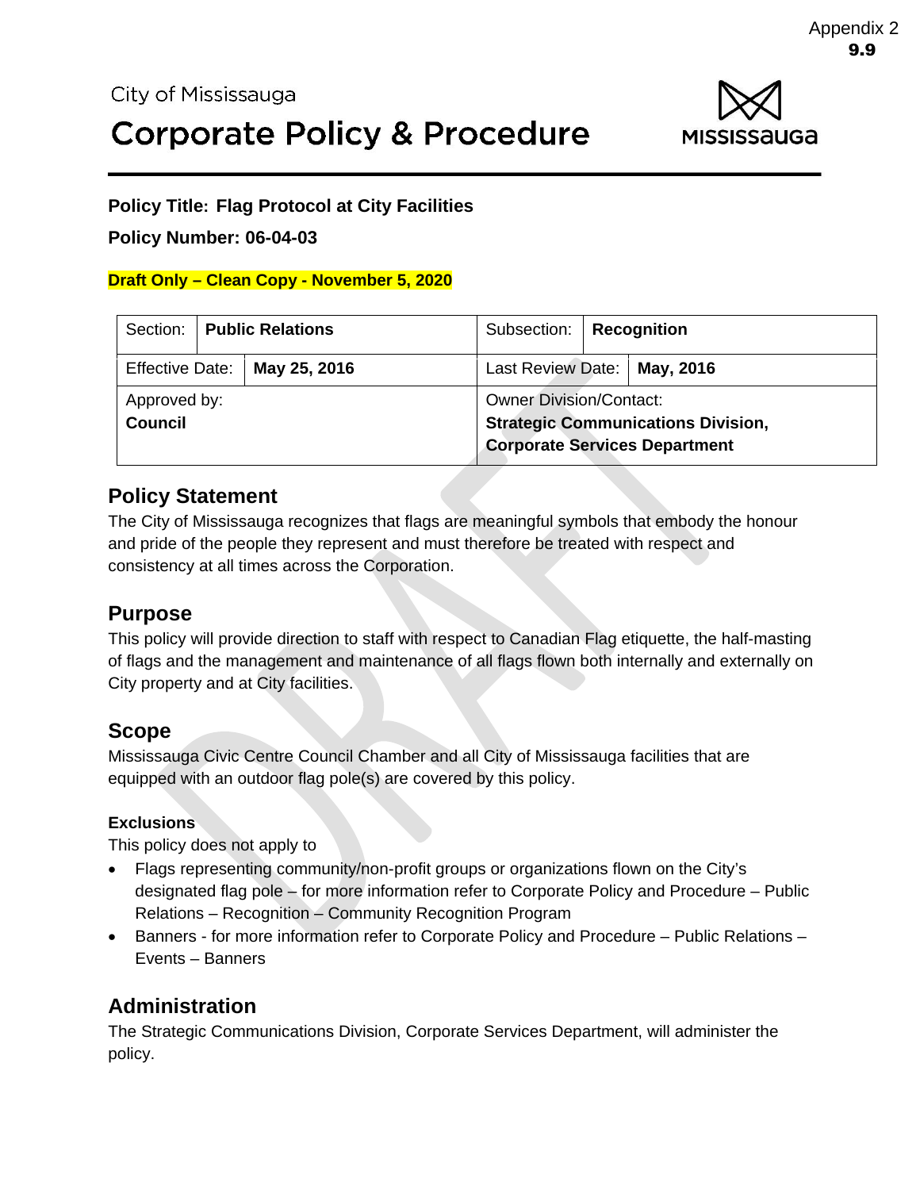Appendix 2
**9.9**

City of Mississauga

# Corporate Policy & Procedure

**Policy Title: Flag Protocol at City Facilities**

**Policy Number: 06-04-03**

**Draft Only – Clean Copy - November 5, 2020**

| Section: **Public Relations** | Subsection: **Recognition** |
| --- | --- |
| Effective Date: **May 25, 2016** | Last Review Date: **May, 2016** |
| Approved by: **Council** | Owner Division/Contact: **Strategic Communications Division, Corporate Services Department** |

## Policy Statement

The City of Mississauga recognizes that flags are meaningful symbols that embody the honour and pride of the people they represent and must therefore be treated with respect and consistency at all times across the Corporation.

## Purpose

This policy will provide direction to staff with respect to Canadian Flag etiquette, the half-masting of flags and the management and maintenance of all flags flown both internally and externally on City property and at City facilities.

## Scope

Mississauga Civic Centre Council Chamber and all City of Mississauga facilities that are equipped with an outdoor flag pole(s) are covered by this policy.

### Exclusions

This policy does not apply to

- Flags representing community/non-profit groups or organizations flown on the City's designated flag pole – for more information refer to Corporate Policy and Procedure – Public Relations – Recognition – Community Recognition Program
- Banners - for more information refer to Corporate Policy and Procedure – Public Relations – Events – Banners

## Administration

The Strategic Communications Division, Corporate Services Department, will administer the policy.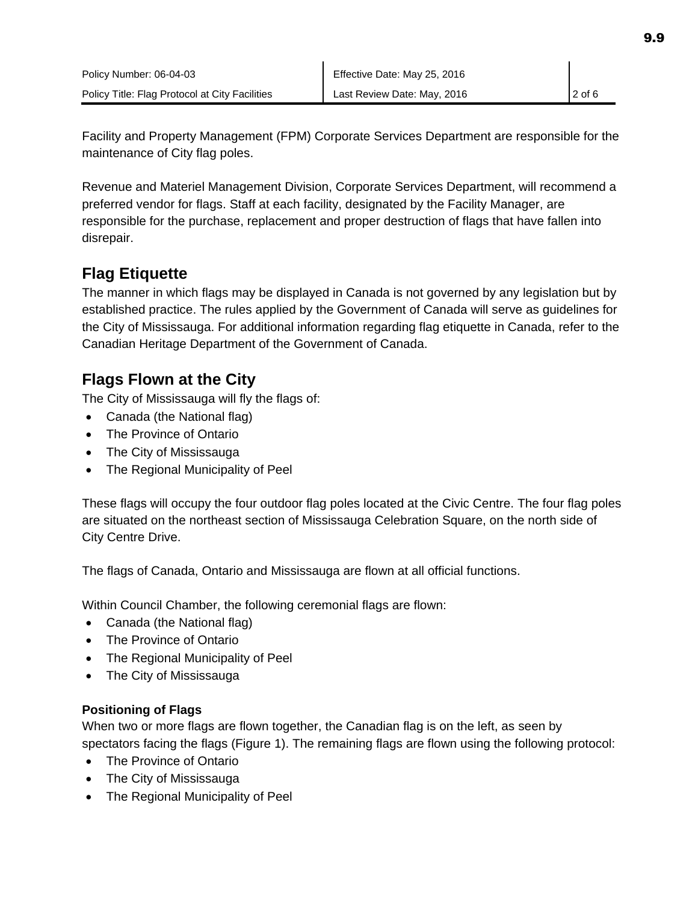Facility and Property Management (FPM) Corporate Services Department are responsible for the maintenance of City flag poles.

Revenue and Materiel Management Division, Corporate Services Department, will recommend a preferred vendor for flags. Staff at each facility, designated by the Facility Manager, are responsible for the purchase, replacement and proper destruction of flags that have fallen into disrepair.

## Flag Etiquette

The manner in which flags may be displayed in Canada is not governed by any legislation but by established practice. The rules applied by the Government of Canada will serve as guidelines for the City of Mississauga. For additional information regarding flag etiquette in Canada, refer to the Canadian Heritage Department of the Government of Canada.

## Flags Flown at the City

The City of Mississauga will fly the flags of:

- Canada (the National flag)
- The Province of Ontario
- The City of Mississauga
- The Regional Municipality of Peel

These flags will occupy the four outdoor flag poles located at the Civic Centre. The four flag poles are situated on the northeast section of Mississauga Celebration Square, on the north side of City Centre Drive.

The flags of Canada, Ontario and Mississauga are flown at all official functions.

Within Council Chamber, the following ceremonial flags are flown:

- Canada (the National flag)
- The Province of Ontario
- The Regional Municipality of Peel
- The City of Mississauga

### Positioning of Flags

When two or more flags are flown together, the Canadian flag is on the left, as seen by spectators facing the flags (Figure 1). The remaining flags are flown using the following protocol:

- The Province of Ontario
- The City of Mississauga
- The Regional Municipality of Peel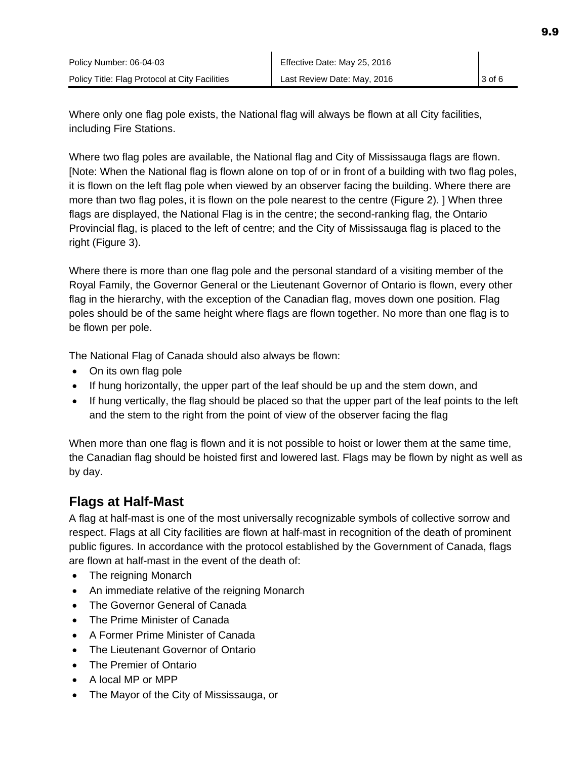Where only one flag pole exists, the National flag will always be flown at all City facilities, including Fire Stations.

Where two flag poles are available, the National flag and City of Mississauga flags are flown. [Note: When the National flag is flown alone on top of or in front of a building with two flag poles, it is flown on the left flag pole when viewed by an observer facing the building. Where there are more than two flag poles, it is flown on the pole nearest to the centre (Figure 2). ] When three flags are displayed, the National Flag is in the centre; the second-ranking flag, the Ontario Provincial flag, is placed to the left of centre; and the City of Mississauga flag is placed to the right (Figure 3).

Where there is more than one flag pole and the personal standard of a visiting member of the Royal Family, the Governor General or the Lieutenant Governor of Ontario is flown, every other flag in the hierarchy, with the exception of the Canadian flag, moves down one position. Flag poles should be of the same height where flags are flown together. No more than one flag is to be flown per pole.

The National Flag of Canada should also always be flown:

- On its own flag pole
- If hung horizontally, the upper part of the leaf should be up and the stem down, and
- If hung vertically, the flag should be placed so that the upper part of the leaf points to the left and the stem to the right from the point of view of the observer facing the flag

When more than one flag is flown and it is not possible to hoist or lower them at the same time, the Canadian flag should be hoisted first and lowered last. Flags may be flown by night as well as by day.

## Flags at Half-Mast

A flag at half-mast is one of the most universally recognizable symbols of collective sorrow and respect. Flags at all City facilities are flown at half-mast in recognition of the death of prominent public figures. In accordance with the protocol established by the Government of Canada, flags are flown at half-mast in the event of the death of:

- The reigning Monarch
- An immediate relative of the reigning Monarch
- The Governor General of Canada
- The Prime Minister of Canada
- A Former Prime Minister of Canada
- The Lieutenant Governor of Ontario
- The Premier of Ontario
- A local MP or MPP
- The Mayor of the City of Mississauga, or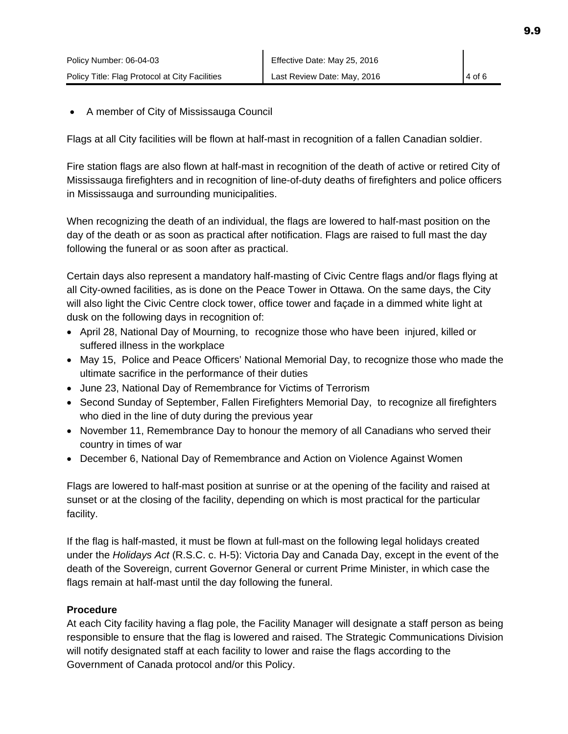- A member of City of Mississauga Council

Flags at all City facilities will be flown at half-mast in recognition of a fallen Canadian soldier.

Fire station flags are also flown at half-mast in recognition of the death of active or retired City of Mississauga firefighters and in recognition of line-of-duty deaths of firefighters and police officers in Mississauga and surrounding municipalities.

When recognizing the death of an individual, the flags are lowered to half-mast position on the day of the death or as soon as practical after notification. Flags are raised to full mast the day following the funeral or as soon after as practical.

Certain days also represent a mandatory half-masting of Civic Centre flags and/or flags flying at all City-owned facilities, as is done on the Peace Tower in Ottawa. On the same days, the City will also light the Civic Centre clock tower, office tower and façade in a dimmed white light at dusk on the following days in recognition of:

- April 28, National Day of Mourning, to recognize those who have been injured, killed or suffered illness in the workplace
- May 15, Police and Peace Officers' National Memorial Day, to recognize those who made the ultimate sacrifice in the performance of their duties
- June 23, National Day of Remembrance for Victims of Terrorism
- Second Sunday of September, Fallen Firefighters Memorial Day, to recognize all firefighters who died in the line of duty during the previous year
- November 11, Remembrance Day to honour the memory of all Canadians who served their country in times of war
- December 6, National Day of Remembrance and Action on Violence Against Women

Flags are lowered to half-mast position at sunrise or at the opening of the facility and raised at sunset or at the closing of the facility, depending on which is most practical for the particular facility.

If the flag is half-masted, it must be flown at full-mast on the following legal holidays created under the *Holidays Act* (R.S.C. c. H-5): Victoria Day and Canada Day, except in the event of the death of the Sovereign, current Governor General or current Prime Minister, in which case the flags remain at half-mast until the day following the funeral.

**Procedure**

At each City facility having a flag pole, the Facility Manager will designate a staff person as being responsible to ensure that the flag is lowered and raised. The Strategic Communications Division will notify designated staff at each facility to lower and raise the flags according to the Government of Canada protocol and/or this Policy.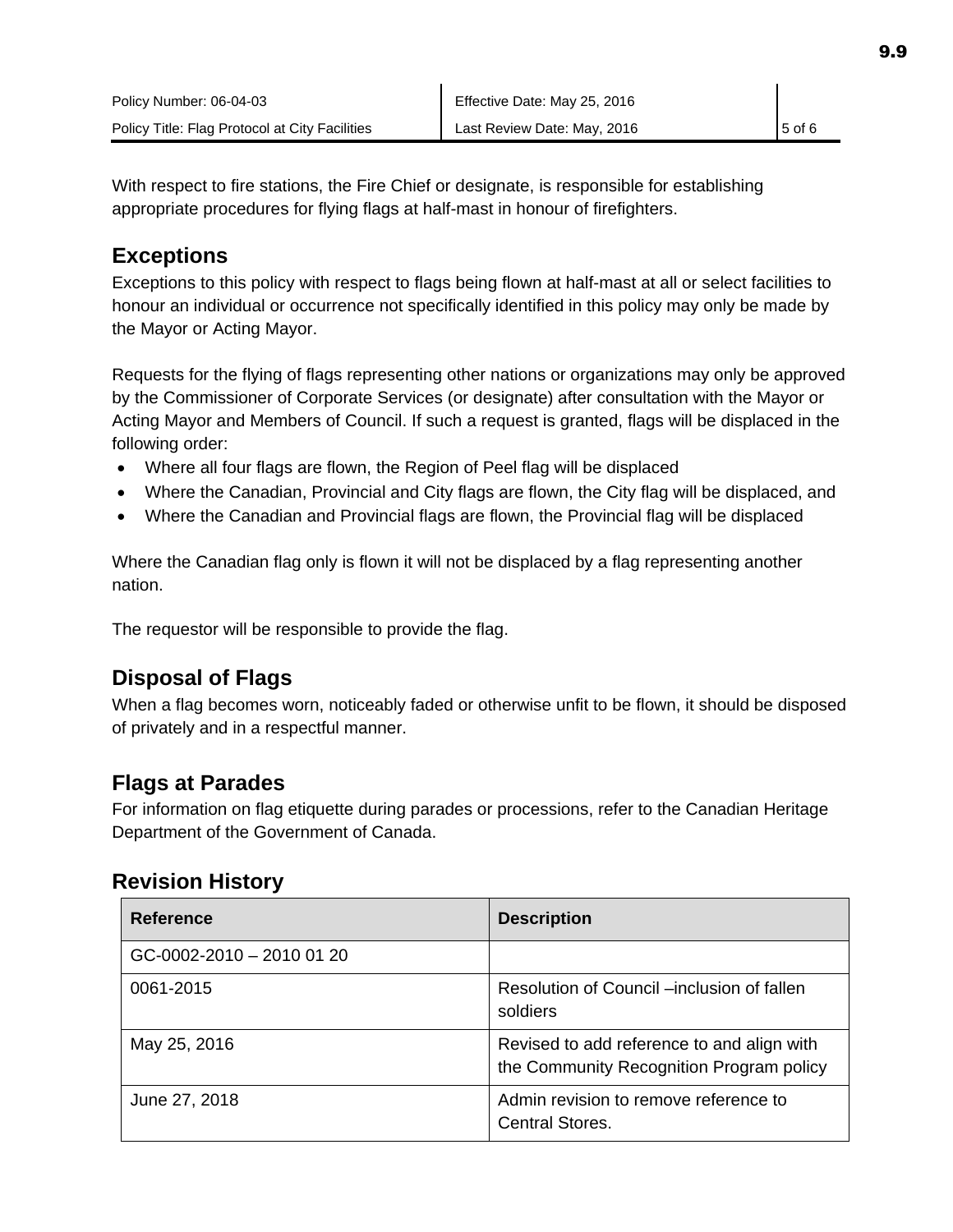With respect to fire stations, the Fire Chief or designate, is responsible for establishing appropriate procedures for flying flags at half-mast in honour of firefighters.

## Exceptions

Exceptions to this policy with respect to flags being flown at half-mast at all or select facilities to honour an individual or occurrence not specifically identified in this policy may only be made by the Mayor or Acting Mayor.

Requests for the flying of flags representing other nations or organizations may only be approved by the Commissioner of Corporate Services (or designate) after consultation with the Mayor or Acting Mayor and Members of Council. If such a request is granted, flags will be displaced in the following order:

- Where all four flags are flown, the Region of Peel flag will be displaced
- Where the Canadian, Provincial and City flags are flown, the City flag will be displaced, and
- Where the Canadian and Provincial flags are flown, the Provincial flag will be displaced

Where the Canadian flag only is flown it will not be displaced by a flag representing another nation.

The requestor will be responsible to provide the flag.

## Disposal of Flags

When a flag becomes worn, noticeably faded or otherwise unfit to be flown, it should be disposed of privately and in a respectful manner.

## Flags at Parades

For information on flag etiquette during parades or processions, refer to the Canadian Heritage Department of the Government of Canada.

## Revision History

| Reference | Description |
|---|---|
| GC-0002-2010 – 2010 01 20 | |
| 0061-2015 | Resolution of Council –inclusion of fallen soldiers |
| May 25, 2016 | Revised to add reference to and align with the Community Recognition Program policy |
| June 27, 2018 | Admin revision to remove reference to Central Stores. |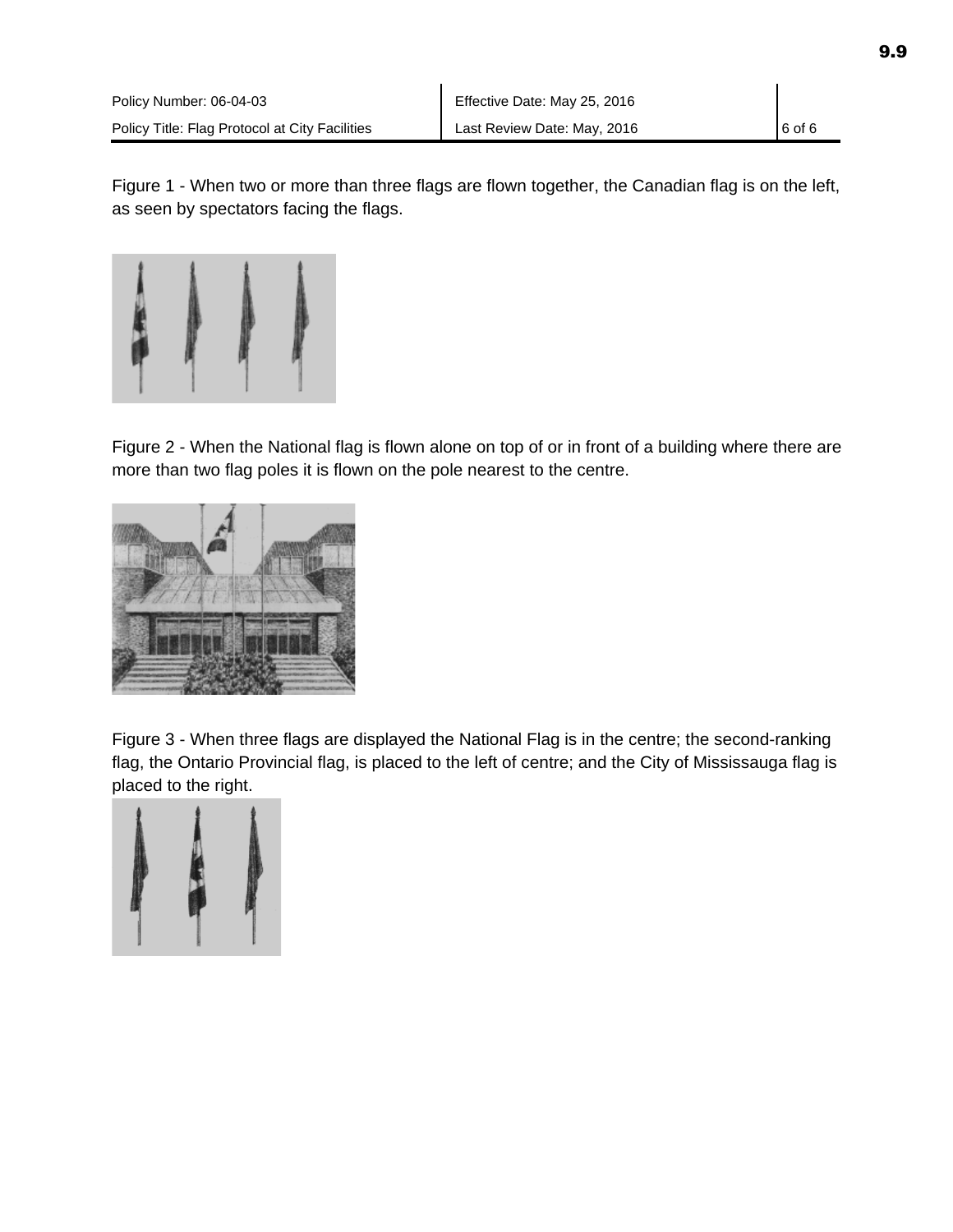Figure 1 - When two or more than three flags are flown together, the Canadian flag is on the left, as seen by spectators facing the flags.

Figure 2 - When the National flag is flown alone on top of or in front of a building where there are more than two flag poles it is flown on the pole nearest to the centre.

Figure 3 - When three flags are displayed the National Flag is in the centre; the second-ranking flag, the Ontario Provincial flag, is placed to the left of centre; and the City of Mississauga flag is placed to the right.